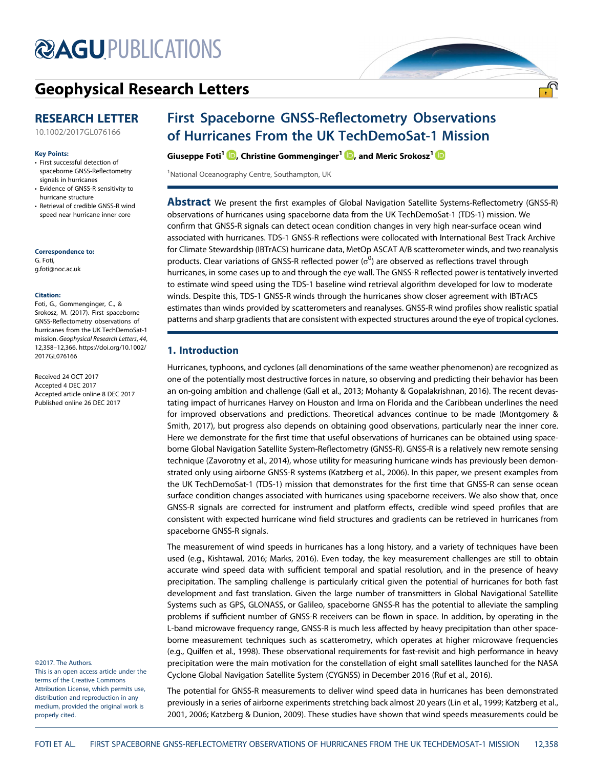# AGU PUBLICATIONS

## Geophysical Research Letters

**RESEARCH LETTER**

10.1002/2017GL076166

**Key Points:**

- First successful detection of spaceborne GNSS-Reflectometry signals in hurricanes
- Evidence of GNSS-R sensitivity to hurricane structure
- Retrieval of credible GNSS-R wind speed near hurricane inner core

**Correspondence to:**

G. Foti,
g.foti@noc.ac.uk

**Citation:**

Foti, G., Gommenginger, C., & Srokosz, M. (2017). First spaceborne GNSS-Reflectometry observations of hurricanes from the UK TechDemoSat-1 mission. *Geophysical Research Letters*, *44*, 12,358–12,366. https://doi.org/10.1002/2017GL076166

Received 24 OCT 2017
Accepted 4 DEC 2017
Accepted article online 8 DEC 2017
Published online 26 DEC 2017

©2017. The Authors.
This is an open access article under the terms of the Creative Commons Attribution License, which permits use, distribution and reproduction in any medium, provided the original work is properly cited.

# First Spaceborne GNSS-Reflectometry Observations of Hurricanes From the UK TechDemoSat-1 Mission

**Giuseppe Foti[1], Christine Gommenginger[1], and Meric Srokosz[1]**

[1]National Oceanography Centre, Southampton, UK

**Abstract** We present the first examples of Global Navigation Satellite Systems-Reflectometry (GNSS-R) observations of hurricanes using spaceborne data from the UK TechDemoSat-1 (TDS-1) mission. We confirm that GNSS-R signals can detect ocean condition changes in very high near-surface ocean wind associated with hurricanes. TDS-1 GNSS-R reflections were collocated with International Best Track Archive for Climate Stewardship (IBTrACS) hurricane data, MetOp ASCAT A/B scatterometer winds, and two reanalysis products. Clear variations of GNSS-R reflected power ($\sigma^0$) are observed as reflections travel through hurricanes, in some cases up to and through the eye wall. The GNSS-R reflected power is tentatively inverted to estimate wind speed using the TDS-1 baseline wind retrieval algorithm developed for low to moderate winds. Despite this, TDS-1 GNSS-R winds through the hurricanes show closer agreement with IBTrACS estimates than winds provided by scatterometers and reanalyses. GNSS-R wind profiles show realistic spatial patterns and sharp gradients that are consistent with expected structures around the eye of tropical cyclones.

## 1. Introduction

Hurricanes, typhoons, and cyclones (all denominations of the same weather phenomenon) are recognized as one of the potentially most destructive forces in nature, so observing and predicting their behavior has been an on-going ambition and challenge (Gall et al., 2013; Mohanty & Gopalakrishnan, 2016). The recent devastating impact of hurricanes Harvey on Houston and Irma on Florida and the Caribbean underlines the need for improved observations and predictions. Theoretical advances continue to be made (Montgomery & Smith, 2017), but progress also depends on obtaining good observations, particularly near the inner core. Here we demonstrate for the first time that useful observations of hurricanes can be obtained using spaceborne Global Navigation Satellite System-Reflectometry (GNSS-R). GNSS-R is a relatively new remote sensing technique (Zavorotny et al., 2014), whose utility for measuring hurricane winds has previously been demonstrated only using airborne GNSS-R systems (Katzberg et al., 2006). In this paper, we present examples from the UK TechDemoSat-1 (TDS-1) mission that demonstrates for the first time that GNSS-R can sense ocean surface condition changes associated with hurricanes using spaceborne receivers. We also show that, once GNSS-R signals are corrected for instrument and platform effects, credible wind speed profiles that are consistent with expected hurricane wind field structures and gradients can be retrieved in hurricanes from spaceborne GNSS-R signals.

The measurement of wind speeds in hurricanes has a long history, and a variety of techniques have been used (e.g., Kishtawal, 2016; Marks, 2016). Even today, the key measurement challenges are still to obtain accurate wind speed data with sufficient temporal and spatial resolution, and in the presence of heavy precipitation. The sampling challenge is particularly critical given the potential of hurricanes for both fast development and fast translation. Given the large number of transmitters in Global Navigational Satellite Systems such as GPS, GLONASS, or Galileo, spaceborne GNSS-R has the potential to alleviate the sampling problems if sufficient number of GNSS-R receivers can be flown in space. In addition, by operating in the L-band microwave frequency range, GNSS-R is much less affected by heavy precipitation than other spaceborne measurement techniques such as scatterometry, which operates at higher microwave frequencies (e.g., Quilfen et al., 1998). These observational requirements for fast-revisit and high performance in heavy precipitation were the main motivation for the constellation of eight small satellites launched for the NASA Cyclone Global Navigation Satellite System (CYGNSS) in December 2016 (Ruf et al., 2016).

The potential for GNSS-R measurements to deliver wind speed data in hurricanes has been demonstrated previously in a series of airborne experiments stretching back almost 20 years (Lin et al., 1999; Katzberg et al., 2001, 2006; Katzberg & Dunion, 2009). These studies have shown that wind speeds measurements could be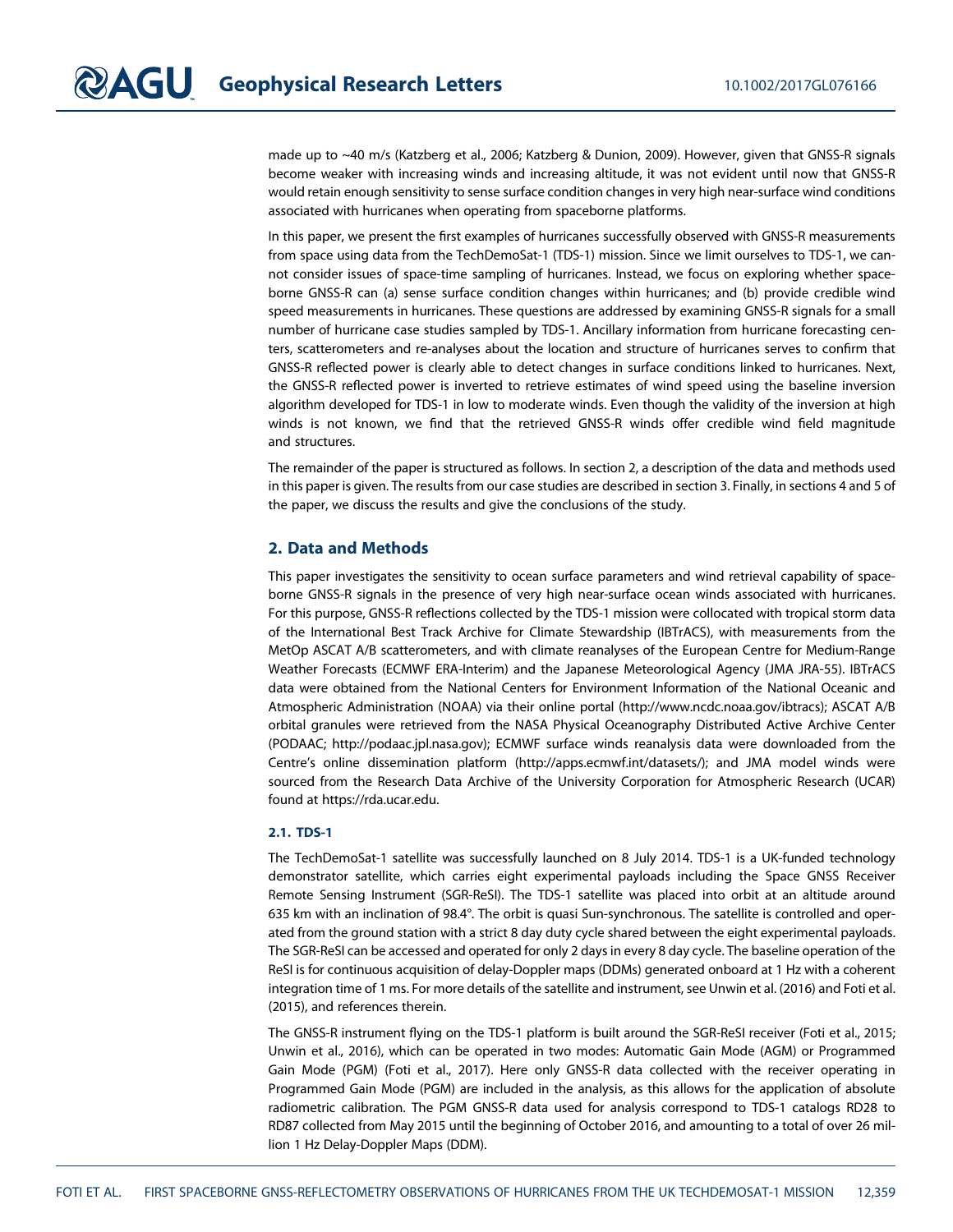made up to ~40 m/s (Katzberg et al., 2006; Katzberg & Dunion, 2009). However, given that GNSS-R signals become weaker with increasing winds and increasing altitude, it was not evident until now that GNSS-R would retain enough sensitivity to sense surface condition changes in very high near-surface wind conditions associated with hurricanes when operating from spaceborne platforms.

In this paper, we present the first examples of hurricanes successfully observed with GNSS-R measurements from space using data from the TechDemoSat-1 (TDS-1) mission. Since we limit ourselves to TDS-1, we cannot consider issues of space-time sampling of hurricanes. Instead, we focus on exploring whether spaceborne GNSS-R can (a) sense surface condition changes within hurricanes; and (b) provide credible wind speed measurements in hurricanes. These questions are addressed by examining GNSS-R signals for a small number of hurricane case studies sampled by TDS-1. Ancillary information from hurricane forecasting centers, scatterometers and re-analyses about the location and structure of hurricanes serves to confirm that GNSS-R reflected power is clearly able to detect changes in surface conditions linked to hurricanes. Next, the GNSS-R reflected power is inverted to retrieve estimates of wind speed using the baseline inversion algorithm developed for TDS-1 in low to moderate winds. Even though the validity of the inversion at high winds is not known, we find that the retrieved GNSS-R winds offer credible wind field magnitude and structures.

The remainder of the paper is structured as follows. In section 2, a description of the data and methods used in this paper is given. The results from our case studies are described in section 3. Finally, in sections 4 and 5 of the paper, we discuss the results and give the conclusions of the study.

## 2. Data and Methods

This paper investigates the sensitivity to ocean surface parameters and wind retrieval capability of spaceborne GNSS-R signals in the presence of very high near-surface ocean winds associated with hurricanes. For this purpose, GNSS-R reflections collected by the TDS-1 mission were collocated with tropical storm data of the International Best Track Archive for Climate Stewardship (IBTrACS), with measurements from the MetOp ASCAT A/B scatterometers, and with climate reanalyses of the European Centre for Medium-Range Weather Forecasts (ECMWF ERA-Interim) and the Japanese Meteorological Agency (JMA JRA-55). IBTrACS data were obtained from the National Centers for Environment Information of the National Oceanic and Atmospheric Administration (NOAA) via their online portal (http://www.ncdc.noaa.gov/ibtracs); ASCAT A/B orbital granules were retrieved from the NASA Physical Oceanography Distributed Active Archive Center (PODAAC; http://podaac.jpl.nasa.gov); ECMWF surface winds reanalysis data were downloaded from the Centre's online dissemination platform (http://apps.ecmwf.int/datasets/); and JMA model winds were sourced from the Research Data Archive of the University Corporation for Atmospheric Research (UCAR) found at https://rda.ucar.edu.

### 2.1. TDS-1

The TechDemoSat-1 satellite was successfully launched on 8 July 2014. TDS-1 is a UK-funded technology demonstrator satellite, which carries eight experimental payloads including the Space GNSS Receiver Remote Sensing Instrument (SGR-ReSI). The TDS-1 satellite was placed into orbit at an altitude around 635 km with an inclination of 98.4°. The orbit is quasi Sun-synchronous. The satellite is controlled and operated from the ground station with a strict 8 day duty cycle shared between the eight experimental payloads. The SGR-ReSI can be accessed and operated for only 2 days in every 8 day cycle. The baseline operation of the ReSI is for continuous acquisition of delay-Doppler maps (DDMs) generated onboard at 1 Hz with a coherent integration time of 1 ms. For more details of the satellite and instrument, see Unwin et al. (2016) and Foti et al. (2015), and references therein.

The GNSS-R instrument flying on the TDS-1 platform is built around the SGR-ReSI receiver (Foti et al., 2015; Unwin et al., 2016), which can be operated in two modes: Automatic Gain Mode (AGM) or Programmed Gain Mode (PGM) (Foti et al., 2017). Here only GNSS-R data collected with the receiver operating in Programmed Gain Mode (PGM) are included in the analysis, as this allows for the application of absolute radiometric calibration. The PGM GNSS-R data used for analysis correspond to TDS-1 catalogs RD28 to RD87 collected from May 2015 until the beginning of October 2016, and amounting to a total of over 26 million 1 Hz Delay-Doppler Maps (DDM).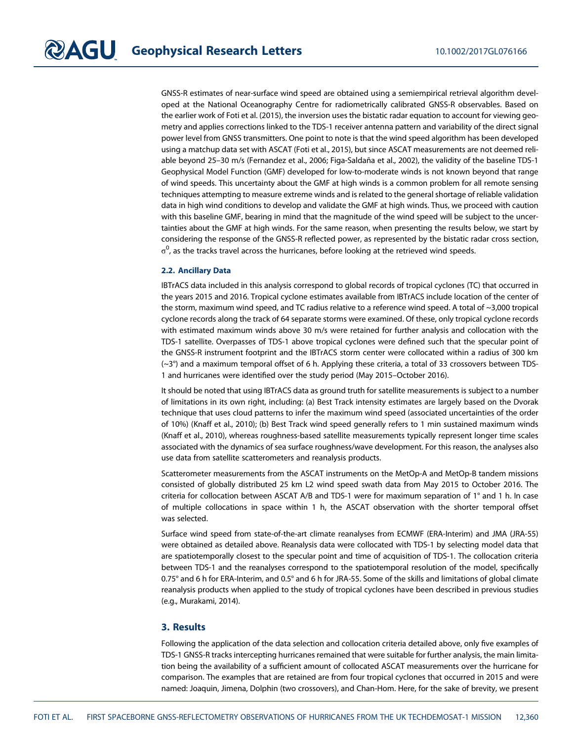GNSS-R estimates of near-surface wind speed are obtained using a semiempirical retrieval algorithm developed at the National Oceanography Centre for radiometrically calibrated GNSS-R observables. Based on the earlier work of Foti et al. (2015), the inversion uses the bistatic radar equation to account for viewing geometry and applies corrections linked to the TDS-1 receiver antenna pattern and variability of the direct signal power level from GNSS transmitters. One point to note is that the wind speed algorithm has been developed using a matchup data set with ASCAT (Foti et al., 2015), but since ASCAT measurements are not deemed reliable beyond 25–30 m/s (Fernandez et al., 2006; Figa-Saldaña et al., 2002), the validity of the baseline TDS-1 Geophysical Model Function (GMF) developed for low-to-moderate winds is not known beyond that range of wind speeds. This uncertainty about the GMF at high winds is a common problem for all remote sensing techniques attempting to measure extreme winds and is related to the general shortage of reliable validation data in high wind conditions to develop and validate the GMF at high winds. Thus, we proceed with caution with this baseline GMF, bearing in mind that the magnitude of the wind speed will be subject to the uncertainties about the GMF at high winds. For the same reason, when presenting the results below, we start by considering the response of the GNSS-R reflected power, as represented by the bistatic radar cross section, $\sigma^0$, as the tracks travel across the hurricanes, before looking at the retrieved wind speeds.

### 2.2. Ancillary Data

IBTrACS data included in this analysis correspond to global records of tropical cyclones (TC) that occurred in the years 2015 and 2016. Tropical cyclone estimates available from IBTrACS include location of the center of the storm, maximum wind speed, and TC radius relative to a reference wind speed. A total of ~3,000 tropical cyclone records along the track of 64 separate storms were examined. Of these, only tropical cyclone records with estimated maximum winds above 30 m/s were retained for further analysis and collocation with the TDS-1 satellite. Overpasses of TDS-1 above tropical cyclones were defined such that the specular point of the GNSS-R instrument footprint and the IBTrACS storm center were collocated within a radius of 300 km (~3°) and a maximum temporal offset of 6 h. Applying these criteria, a total of 33 crossovers between TDS-1 and hurricanes were identified over the study period (May 2015–October 2016).

It should be noted that using IBTrACS data as ground truth for satellite measurements is subject to a number of limitations in its own right, including: (a) Best Track intensity estimates are largely based on the Dvorak technique that uses cloud patterns to infer the maximum wind speed (associated uncertainties of the order of 10%) (Knaff et al., 2010); (b) Best Track wind speed generally refers to 1 min sustained maximum winds (Knaff et al., 2010), whereas roughness-based satellite measurements typically represent longer time scales associated with the dynamics of sea surface roughness/wave development. For this reason, the analyses also use data from satellite scatterometers and reanalysis products.

Scatterometer measurements from the ASCAT instruments on the MetOp-A and MetOp-B tandem missions consisted of globally distributed 25 km L2 wind speed swath data from May 2015 to October 2016. The criteria for collocation between ASCAT A/B and TDS-1 were for maximum separation of 1° and 1 h. In case of multiple collocations in space within 1 h, the ASCAT observation with the shorter temporal offset was selected.

Surface wind speed from state-of-the-art climate reanalyses from ECMWF (ERA-Interim) and JMA (JRA-55) were obtained as detailed above. Reanalysis data were collocated with TDS-1 by selecting model data that are spatiotemporally closest to the specular point and time of acquisition of TDS-1. The collocation criteria between TDS-1 and the reanalyses correspond to the spatiotemporal resolution of the model, specifically 0.75° and 6 h for ERA-Interim, and 0.5° and 6 h for JRA-55. Some of the skills and limitations of global climate reanalysis products when applied to the study of tropical cyclones have been described in previous studies (e.g., Murakami, 2014).

## 3. Results

Following the application of the data selection and collocation criteria detailed above, only five examples of TDS-1 GNSS-R tracks intercepting hurricanes remained that were suitable for further analysis, the main limitation being the availability of a sufficient amount of collocated ASCAT measurements over the hurricane for comparison. The examples that are retained are from four tropical cyclones that occurred in 2015 and were named: Joaquin, Jimena, Dolphin (two crossovers), and Chan-Hom. Here, for the sake of brevity, we present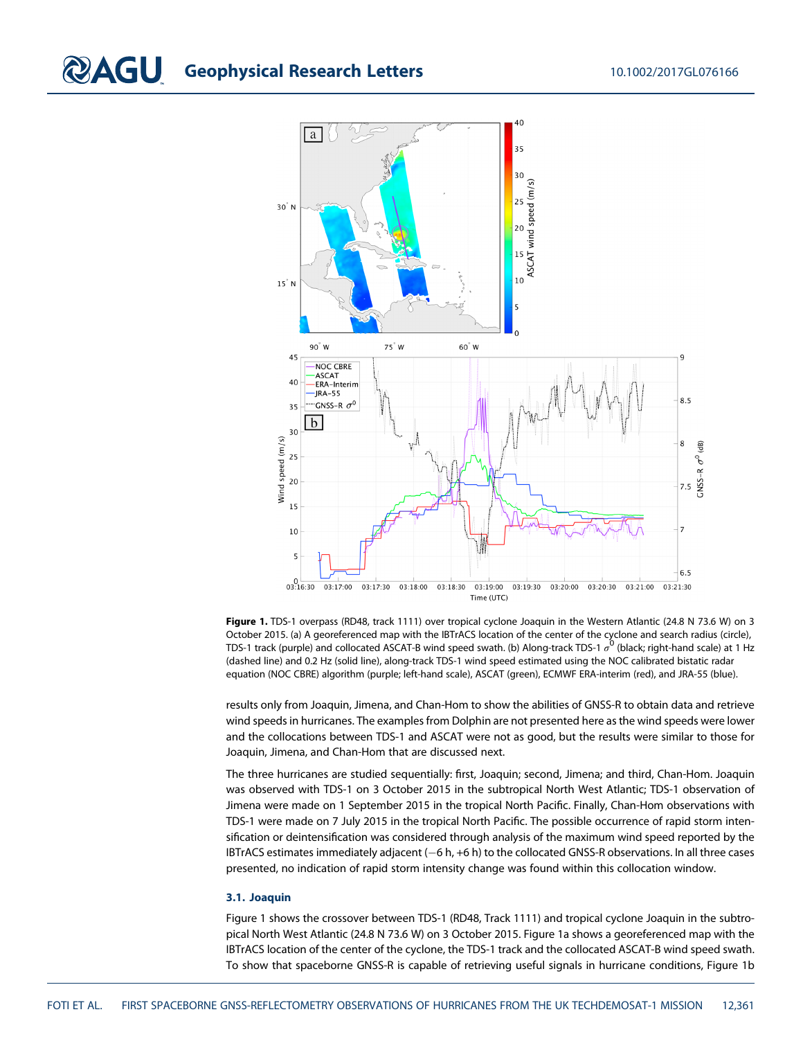**Figure 1.** TDS-1 overpass (RD48, track 1111) over tropical cyclone Joaquin in the Western Atlantic (24.8 N 73.6 W) on 3 October 2015. (a) A georeferenced map with the IBTrACS location of the center of the cyclone and search radius (circle), TDS-1 track (purple) and collocated ASCAT-B wind speed swath. (b) Along-track TDS-1 $\sigma^0$ (black; right-hand scale) at 1 Hz (dashed line) and 0.2 Hz (solid line), along-track TDS-1 wind speed estimated using the NOC calibrated bistatic radar equation (NOC CBRE) algorithm (purple; left-hand scale), ASCAT (green), ECMWF ERA-interim (red), and JRA-55 (blue).

results only from Joaquin, Jimena, and Chan-Hom to show the abilities of GNSS-R to obtain data and retrieve wind speeds in hurricanes. The examples from Dolphin are not presented here as the wind speeds were lower and the collocations between TDS-1 and ASCAT were not as good, but the results were similar to those for Joaquin, Jimena, and Chan-Hom that are discussed next.

The three hurricanes are studied sequentially: first, Joaquin; second, Jimena; and third, Chan-Hom. Joaquin was observed with TDS-1 on 3 October 2015 in the subtropical North West Atlantic; TDS-1 observation of Jimena were made on 1 September 2015 in the tropical North Pacific. Finally, Chan-Hom observations with TDS-1 were made on 7 July 2015 in the tropical North Pacific. The possible occurrence of rapid storm intensification or deintensification was considered through analysis of the maximum wind speed reported by the IBTrACS estimates immediately adjacent (−6 h, +6 h) to the collocated GNSS-R observations. In all three cases presented, no indication of rapid storm intensity change was found within this collocation window.

### 3.1. Joaquin

Figure 1 shows the crossover between TDS-1 (RD48, Track 1111) and tropical cyclone Joaquin in the subtropical North West Atlantic (24.8 N 73.6 W) on 3 October 2015. Figure 1a shows a georeferenced map with the IBTrACS location of the center of the cyclone, the TDS-1 track and the collocated ASCAT-B wind speed swath. To show that spaceborne GNSS-R is capable of retrieving useful signals in hurricane conditions, Figure 1b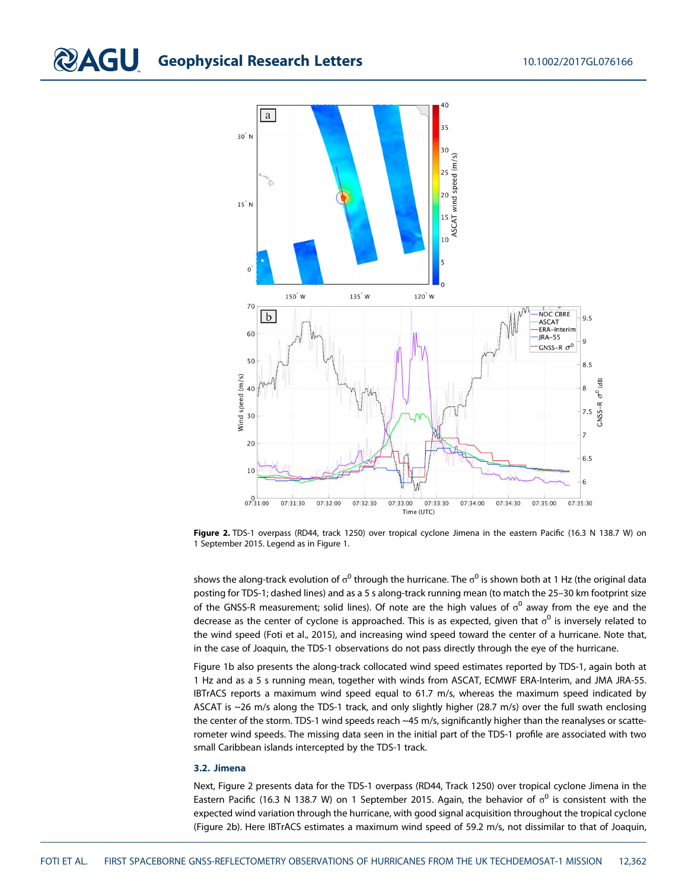**Figure 2.** TDS-1 overpass (RD44, track 1250) over tropical cyclone Jimena in the eastern Pacific (16.3 N 138.7 W) on 1 September 2015. Legend as in Figure 1.

shows the along-track evolution of $\sigma^0$ through the hurricane. The $\sigma^0$ is shown both at 1 Hz (the original data posting for TDS-1; dashed lines) and as a 5 s along-track running mean (to match the 25–30 km footprint size of the GNSS-R measurement; solid lines). Of note are the high values of $\sigma^0$ away from the eye and the decrease as the center of cyclone is approached. This is as expected, given that $\sigma^0$ is inversely related to the wind speed (Foti et al., 2015), and increasing wind speed toward the center of a hurricane. Note that, in the case of Joaquin, the TDS-1 observations do not pass directly through the eye of the hurricane.

Figure 1b also presents the along-track collocated wind speed estimates reported by TDS-1, again both at 1 Hz and as a 5 s running mean, together with winds from ASCAT, ECMWF ERA-Interim, and JMA JRA-55. IBTrACS reports a maximum wind speed equal to 61.7 m/s, whereas the maximum speed indicated by ASCAT is ~26 m/s along the TDS-1 track, and only slightly higher (28.7 m/s) over the full swath enclosing the center of the storm. TDS-1 wind speeds reach ~45 m/s, significantly higher than the reanalyses or scatterometer wind speeds. The missing data seen in the initial part of the TDS-1 profile are associated with two small Caribbean islands intercepted by the TDS-1 track.

### 3.2. Jimena

Next, Figure 2 presents data for the TDS-1 overpass (RD44, Track 1250) over tropical cyclone Jimena in the Eastern Pacific (16.3 N 138.7 W) on 1 September 2015. Again, the behavior of $\sigma^0$ is consistent with the expected wind variation through the hurricane, with good signal acquisition throughout the tropical cyclone (Figure 2b). Here IBTrACS estimates a maximum wind speed of 59.2 m/s, not dissimilar to that of Joaquin,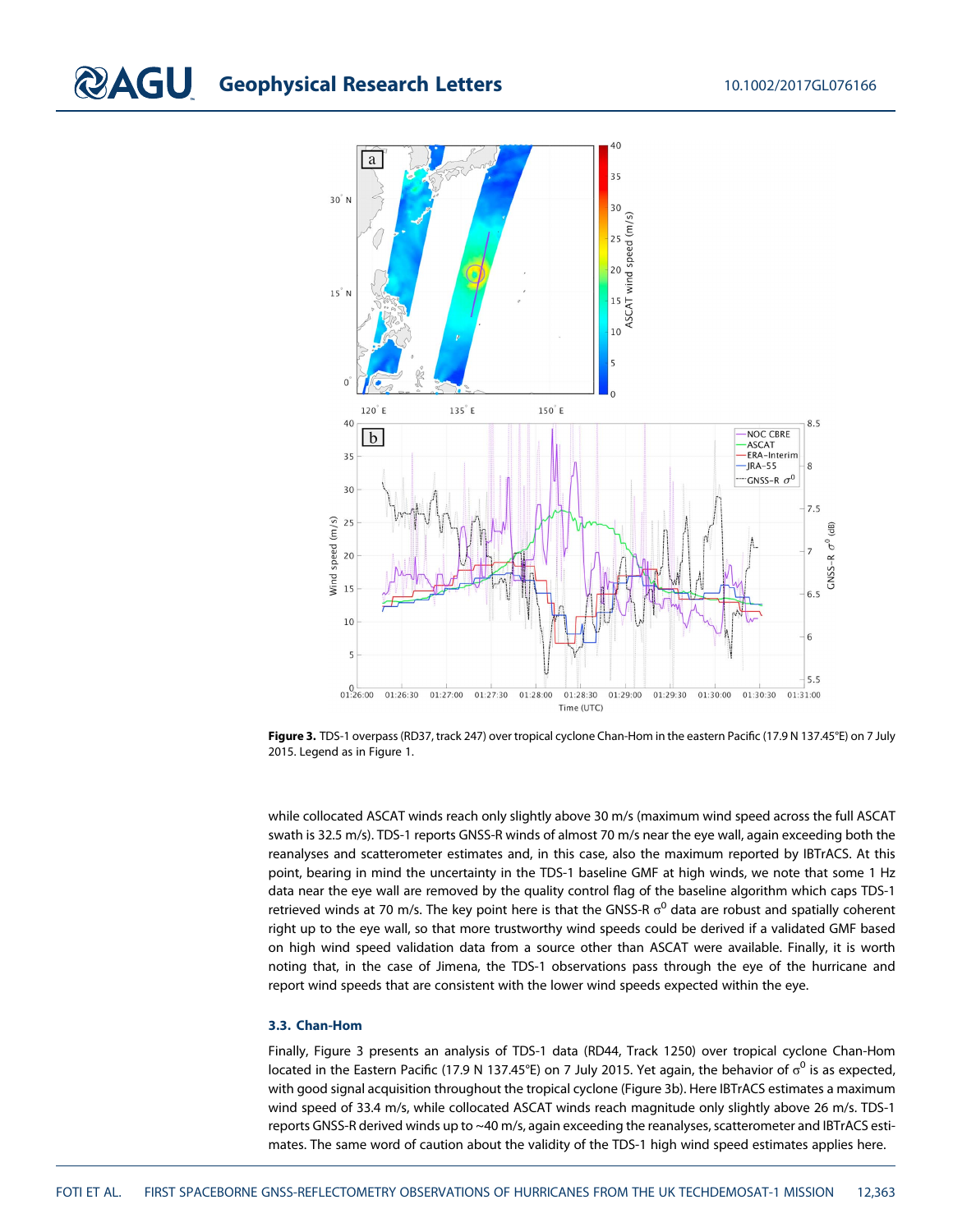**Figure 3.** TDS-1 overpass (RD37, track 247) over tropical cyclone Chan-Hom in the eastern Pacific (17.9 N 137.45°E) on 7 July 2015. Legend as in Figure 1.

while collocated ASCAT winds reach only slightly above 30 m/s (maximum wind speed across the full ASCAT swath is 32.5 m/s). TDS-1 reports GNSS-R winds of almost 70 m/s near the eye wall, again exceeding both the reanalyses and scatterometer estimates and, in this case, also the maximum reported by IBTrACS. At this point, bearing in mind the uncertainty in the TDS-1 baseline GMF at high winds, we note that some 1 Hz data near the eye wall are removed by the quality control flag of the baseline algorithm which caps TDS-1 retrieved winds at 70 m/s. The key point here is that the GNSS-R $\sigma^0$ data are robust and spatially coherent right up to the eye wall, so that more trustworthy wind speeds could be derived if a validated GMF based on high wind speed validation data from a source other than ASCAT were available. Finally, it is worth noting that, in the case of Jimena, the TDS-1 observations pass through the eye of the hurricane and report wind speeds that are consistent with the lower wind speeds expected within the eye.

### 3.3. Chan-Hom

Finally, Figure 3 presents an analysis of TDS-1 data (RD44, Track 1250) over tropical cyclone Chan-Hom located in the Eastern Pacific (17.9 N 137.45°E) on 7 July 2015. Yet again, the behavior of $\sigma^0$ is as expected, with good signal acquisition throughout the tropical cyclone (Figure 3b). Here IBTrACS estimates a maximum wind speed of 33.4 m/s, while collocated ASCAT winds reach magnitude only slightly above 26 m/s. TDS-1 reports GNSS-R derived winds up to ~40 m/s, again exceeding the reanalyses, scatterometer and IBTrACS estimates. The same word of caution about the validity of the TDS-1 high wind speed estimates applies here.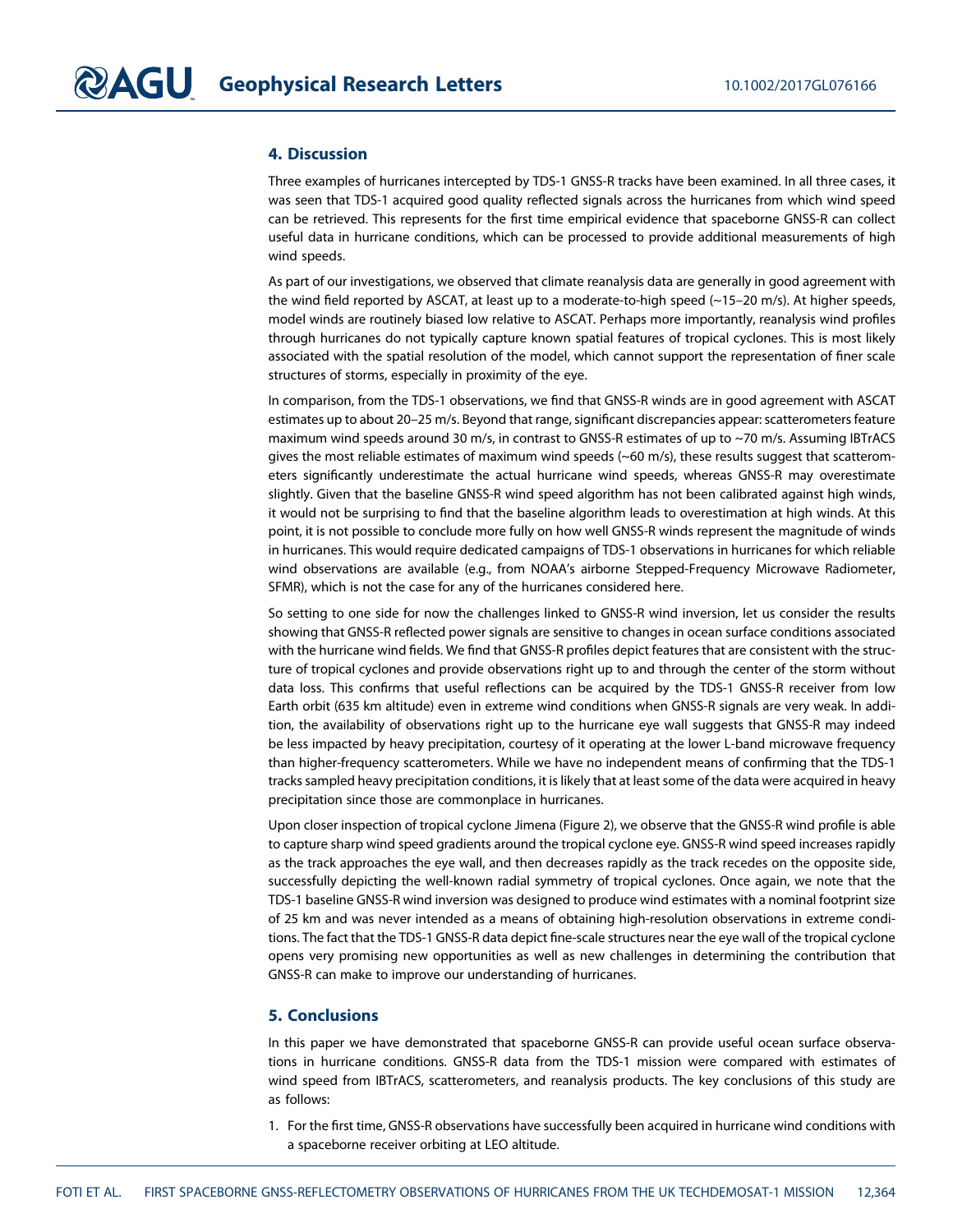## 4. Discussion

Three examples of hurricanes intercepted by TDS-1 GNSS-R tracks have been examined. In all three cases, it was seen that TDS-1 acquired good quality reflected signals across the hurricanes from which wind speed can be retrieved. This represents for the first time empirical evidence that spaceborne GNSS-R can collect useful data in hurricane conditions, which can be processed to provide additional measurements of high wind speeds.

As part of our investigations, we observed that climate reanalysis data are generally in good agreement with the wind field reported by ASCAT, at least up to a moderate-to-high speed (~15–20 m/s). At higher speeds, model winds are routinely biased low relative to ASCAT. Perhaps more importantly, reanalysis wind profiles through hurricanes do not typically capture known spatial features of tropical cyclones. This is most likely associated with the spatial resolution of the model, which cannot support the representation of finer scale structures of storms, especially in proximity of the eye.

In comparison, from the TDS-1 observations, we find that GNSS-R winds are in good agreement with ASCAT estimates up to about 20–25 m/s. Beyond that range, significant discrepancies appear: scatterometers feature maximum wind speeds around 30 m/s, in contrast to GNSS-R estimates of up to ~70 m/s. Assuming IBTrACS gives the most reliable estimates of maximum wind speeds (~60 m/s), these results suggest that scatterometers significantly underestimate the actual hurricane wind speeds, whereas GNSS-R may overestimate slightly. Given that the baseline GNSS-R wind speed algorithm has not been calibrated against high winds, it would not be surprising to find that the baseline algorithm leads to overestimation at high winds. At this point, it is not possible to conclude more fully on how well GNSS-R winds represent the magnitude of winds in hurricanes. This would require dedicated campaigns of TDS-1 observations in hurricanes for which reliable wind observations are available (e.g., from NOAA's airborne Stepped-Frequency Microwave Radiometer, SFMR), which is not the case for any of the hurricanes considered here.

So setting to one side for now the challenges linked to GNSS-R wind inversion, let us consider the results showing that GNSS-R reflected power signals are sensitive to changes in ocean surface conditions associated with the hurricane wind fields. We find that GNSS-R profiles depict features that are consistent with the structure of tropical cyclones and provide observations right up to and through the center of the storm without data loss. This confirms that useful reflections can be acquired by the TDS-1 GNSS-R receiver from low Earth orbit (635 km altitude) even in extreme wind conditions when GNSS-R signals are very weak. In addition, the availability of observations right up to the hurricane eye wall suggests that GNSS-R may indeed be less impacted by heavy precipitation, courtesy of it operating at the lower L-band microwave frequency than higher-frequency scatterometers. While we have no independent means of confirming that the TDS-1 tracks sampled heavy precipitation conditions, it is likely that at least some of the data were acquired in heavy precipitation since those are commonplace in hurricanes.

Upon closer inspection of tropical cyclone Jimena (Figure 2), we observe that the GNSS-R wind profile is able to capture sharp wind speed gradients around the tropical cyclone eye. GNSS-R wind speed increases rapidly as the track approaches the eye wall, and then decreases rapidly as the track recedes on the opposite side, successfully depicting the well-known radial symmetry of tropical cyclones. Once again, we note that the TDS-1 baseline GNSS-R wind inversion was designed to produce wind estimates with a nominal footprint size of 25 km and was never intended as a means of obtaining high-resolution observations in extreme conditions. The fact that the TDS-1 GNSS-R data depict fine-scale structures near the eye wall of the tropical cyclone opens very promising new opportunities as well as new challenges in determining the contribution that GNSS-R can make to improve our understanding of hurricanes.

## 5. Conclusions

In this paper we have demonstrated that spaceborne GNSS-R can provide useful ocean surface observations in hurricane conditions. GNSS-R data from the TDS-1 mission were compared with estimates of wind speed from IBTrACS, scatterometers, and reanalysis products. The key conclusions of this study are as follows:

1. For the first time, GNSS-R observations have successfully been acquired in hurricane wind conditions with a spaceborne receiver orbiting at LEO altitude.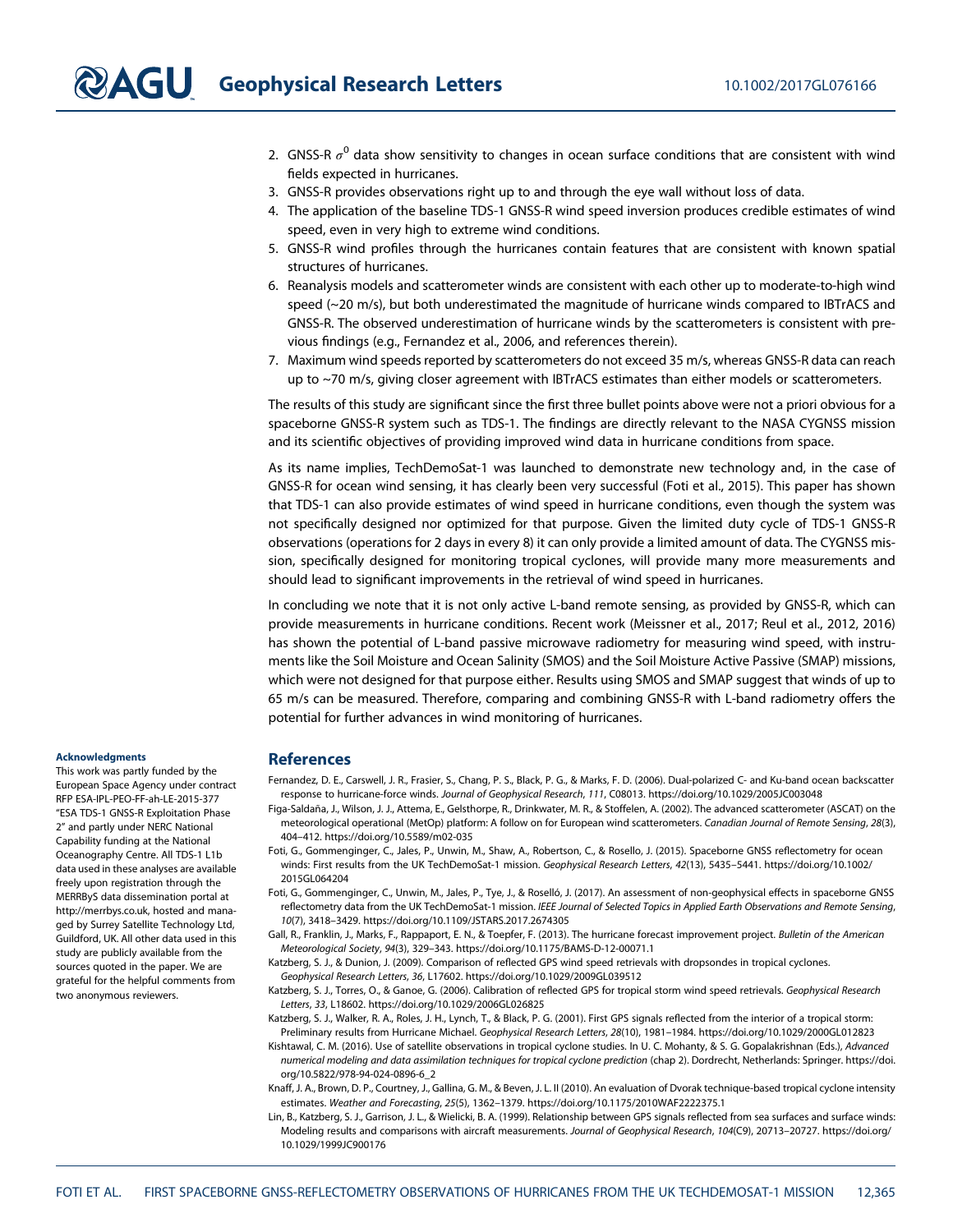2. GNSS-R $\sigma^0$ data show sensitivity to changes in ocean surface conditions that are consistent with wind fields expected in hurricanes.
3. GNSS-R provides observations right up to and through the eye wall without loss of data.
4. The application of the baseline TDS-1 GNSS-R wind speed inversion produces credible estimates of wind speed, even in very high to extreme wind conditions.
5. GNSS-R wind profiles through the hurricanes contain features that are consistent with known spatial structures of hurricanes.
6. Reanalysis models and scatterometer winds are consistent with each other up to moderate-to-high wind speed (~20 m/s), but both underestimated the magnitude of hurricane winds compared to IBTrACS and GNSS-R. The observed underestimation of hurricane winds by the scatterometers is consistent with previous findings (e.g., Fernandez et al., 2006, and references therein).
7. Maximum wind speeds reported by scatterometers do not exceed 35 m/s, whereas GNSS-R data can reach up to ~70 m/s, giving closer agreement with IBTrACS estimates than either models or scatterometers.

The results of this study are significant since the first three bullet points above were not a priori obvious for a spaceborne GNSS-R system such as TDS-1. The findings are directly relevant to the NASA CYGNSS mission and its scientific objectives of providing improved wind data in hurricane conditions from space.

As its name implies, TechDemoSat-1 was launched to demonstrate new technology and, in the case of GNSS-R for ocean wind sensing, it has clearly been very successful (Foti et al., 2015). This paper has shown that TDS-1 can also provide estimates of wind speed in hurricane conditions, even though the system was not specifically designed nor optimized for that purpose. Given the limited duty cycle of TDS-1 GNSS-R observations (operations for 2 days in every 8) it can only provide a limited amount of data. The CYGNSS mission, specifically designed for monitoring tropical cyclones, will provide many more measurements and should lead to significant improvements in the retrieval of wind speed in hurricanes.

In concluding we note that it is not only active L-band remote sensing, as provided by GNSS-R, which can provide measurements in hurricane conditions. Recent work (Meissner et al., 2017; Reul et al., 2012, 2016) has shown the potential of L-band passive microwave radiometry for measuring wind speed, with instruments like the Soil Moisture and Ocean Salinity (SMOS) and the Soil Moisture Active Passive (SMAP) missions, which were not designed for that purpose either. Results using SMOS and SMAP suggest that winds of up to 65 m/s can be measured. Therefore, comparing and combining GNSS-R with L-band radiometry offers the potential for further advances in wind monitoring of hurricanes.

**Acknowledgments**

This work was partly funded by the European Space Agency under contract RFP ESA-IPL-PEO-FF-ah-LE-2015-377 "ESA TDS-1 GNSS-R Exploitation Phase 2" and partly under NERC National Capability funding at the National Oceanography Centre. All TDS-1 L1b data used in these analyses are available freely upon registration through the MERRByS data dissemination portal at http://merrbys.co.uk, hosted and managed by Surrey Satellite Technology Ltd, Guildford, UK. All other data used in this study are publicly available from the sources quoted in the paper. We are grateful for the helpful comments from two anonymous reviewers.

## References

Fernandez, D. E., Carswell, J. R., Frasier, S., Chang, P. S., Black, P. G., & Marks, F. D. (2006). Dual-polarized C- and Ku-band ocean backscatter response to hurricane-force winds. *Journal of Geophysical Research*, *111*, C08013. https://doi.org/10.1029/2005JC003048

Figa-Saldaña, J., Wilson, J. J., Attema, E., Gelsthorpe, R., Drinkwater, M. R., & Stoffelen, A. (2002). The advanced scatterometer (ASCAT) on the meteorological operational (MetOp) platform: A follow on for European wind scatterometers. *Canadian Journal of Remote Sensing*, *28*(3), 404–412. https://doi.org/10.5589/m02-035

Foti, G., Gommenginger, C., Jales, P., Unwin, M., Shaw, A., Robertson, C., & Rosello, J. (2015). Spaceborne GNSS reflectometry for ocean winds: First results from the UK TechDemoSat-1 mission. *Geophysical Research Letters*, *42*(13), 5435–5441. https://doi.org/10.1002/2015GL064204

Foti, G., Gommenginger, C., Unwin, M., Jales, P., Tye, J., & Roselló, J. (2017). An assessment of non-geophysical effects in spaceborne GNSS reflectometry data from the UK TechDemoSat-1 mission. *IEEE Journal of Selected Topics in Applied Earth Observations and Remote Sensing*, *10*(7), 3418–3429. https://doi.org/10.1109/JSTARS.2017.2674305

Gall, R., Franklin, J., Marks, F., Rappaport, E. N., & Toepfer, F. (2013). The hurricane forecast improvement project. *Bulletin of the American Meteorological Society*, *94*(3), 329–343. https://doi.org/10.1175/BAMS-D-12-00071.1

Katzberg, S. J., & Dunion, J. (2009). Comparison of reflected GPS wind speed retrievals with dropsondes in tropical cyclones. *Geophysical Research Letters*, *36*, L17602. https://doi.org/10.1029/2009GL039512

Katzberg, S. J., Torres, O., & Ganoe, G. (2006). Calibration of reflected GPS for tropical storm wind speed retrievals. *Geophysical Research Letters*, *33*, L18602. https://doi.org/10.1029/2006GL026825

Katzberg, S. J., Walker, R. A., Roles, J. H., Lynch, T., & Black, P. G. (2001). First GPS signals reflected from the interior of a tropical storm: Preliminary results from Hurricane Michael. *Geophysical Research Letters*, *28*(10), 1981–1984. https://doi.org/10.1029/2000GL012823

Kishtawal, C. M. (2016). Use of satellite observations in tropical cyclone studies. In U. C. Mohanty, & S. G. Gopalakrishnan (Eds.), *Advanced numerical modeling and data assimilation techniques for tropical cyclone prediction* (chap 2). Dordrecht, Netherlands: Springer. https://doi.org/10.5822/978-94-024-0896-6_2

Knaff, J. A., Brown, D. P., Courtney, J., Gallina, G. M., & Beven, J. L. II (2010). An evaluation of Dvorak technique-based tropical cyclone intensity estimates. *Weather and Forecasting*, *25*(5), 1362–1379. https://doi.org/10.1175/2010WAF2222375.1

Lin, B., Katzberg, S. J., Garrison, J. L., & Wielicki, B. A. (1999). Relationship between GPS signals reflected from sea surfaces and surface winds: Modeling results and comparisons with aircraft measurements. *Journal of Geophysical Research*, *104*(C9), 20713–20727. https://doi.org/10.1029/1999JC900176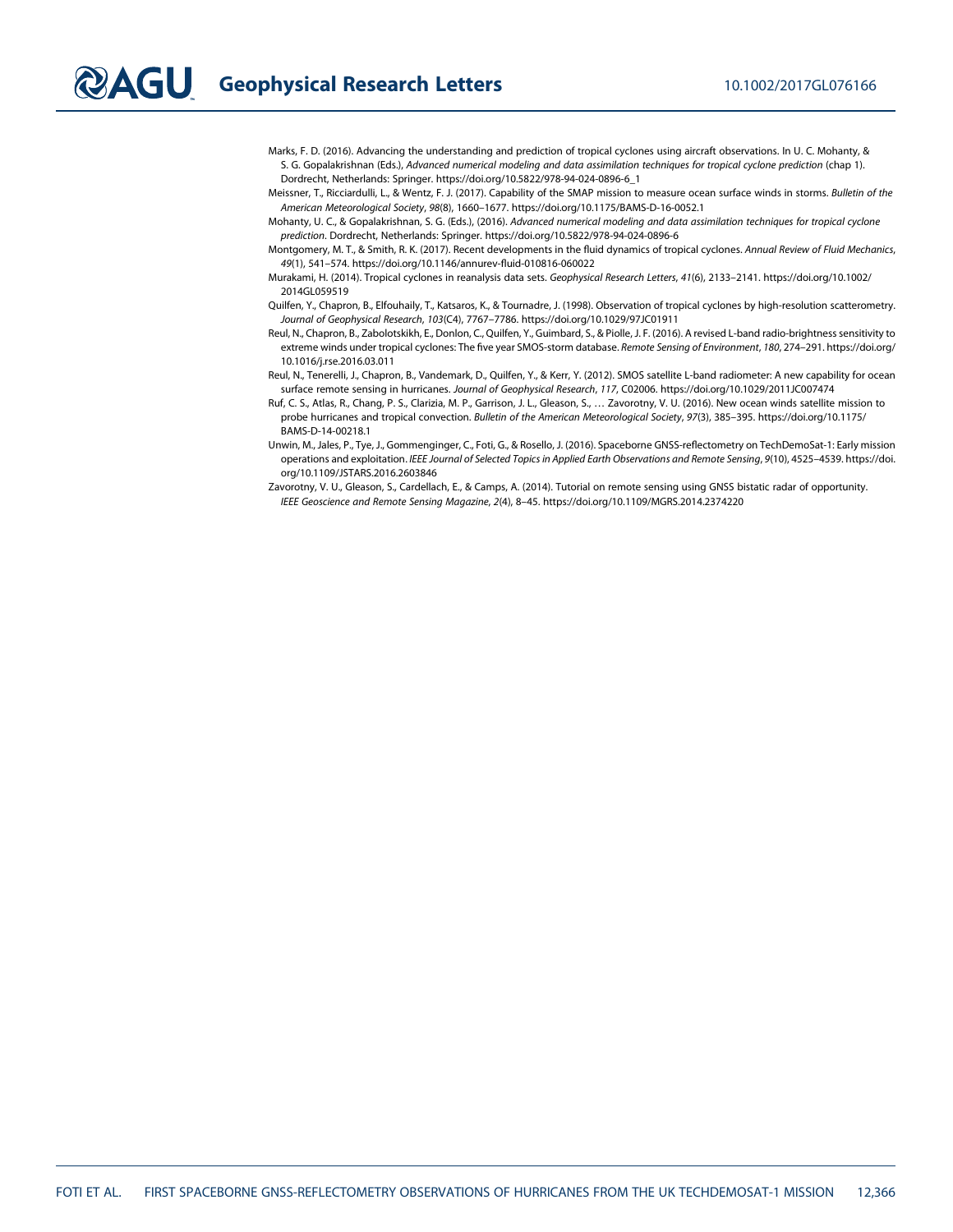Marks, F. D. (2016). Advancing the understanding and prediction of tropical cyclones using aircraft observations. In U. C. Mohanty, & S. G. Gopalakrishnan (Eds.), *Advanced numerical modeling and data assimilation techniques for tropical cyclone prediction* (chap 1). Dordrecht, Netherlands: Springer. https://doi.org/10.5822/978-94-024-0896-6_1

Meissner, T., Ricciardulli, L., & Wentz, F. J. (2017). Capability of the SMAP mission to measure ocean surface winds in storms. *Bulletin of the American Meteorological Society*, *98*(8), 1660–1677. https://doi.org/10.1175/BAMS-D-16-0052.1

Mohanty, U. C., & Gopalakrishnan, S. G. (Eds.), (2016). *Advanced numerical modeling and data assimilation techniques for tropical cyclone prediction*. Dordrecht, Netherlands: Springer. https://doi.org/10.5822/978-94-024-0896-6

Montgomery, M. T., & Smith, R. K. (2017). Recent developments in the fluid dynamics of tropical cyclones. *Annual Review of Fluid Mechanics*, *49*(1), 541–574. https://doi.org/10.1146/annurev-fluid-010816-060022

Murakami, H. (2014). Tropical cyclones in reanalysis data sets. *Geophysical Research Letters*, *41*(6), 2133–2141. https://doi.org/10.1002/2014GL059519

Quilfen, Y., Chapron, B., Elfouhaily, T., Katsaros, K., & Tournadre, J. (1998). Observation of tropical cyclones by high-resolution scatterometry. *Journal of Geophysical Research*, *103*(C4), 7767–7786. https://doi.org/10.1029/97JC01911

Reul, N., Chapron, B., Zabolotskikh, E., Donlon, C., Quilfen, Y., Guimbard, S., & Piolle, J. F. (2016). A revised L-band radio-brightness sensitivity to extreme winds under tropical cyclones: The five year SMOS-storm database. *Remote Sensing of Environment*, *180*, 274–291. https://doi.org/10.1016/j.rse.2016.03.011

Reul, N., Tenerelli, J., Chapron, B., Vandemark, D., Quilfen, Y., & Kerr, Y. (2012). SMOS satellite L-band radiometer: A new capability for ocean surface remote sensing in hurricanes. *Journal of Geophysical Research*, *117*, C02006. https://doi.org/10.1029/2011JC007474

Ruf, C. S., Atlas, R., Chang, P. S., Clarizia, M. P., Garrison, J. L., Gleason, S., … Zavorotny, V. U. (2016). New ocean winds satellite mission to probe hurricanes and tropical convection. *Bulletin of the American Meteorological Society*, *97*(3), 385–395. https://doi.org/10.1175/BAMS-D-14-00218.1

Unwin, M., Jales, P., Tye, J., Gommenginger, C., Foti, G., & Rosello, J. (2016). Spaceborne GNSS-reflectometry on TechDemoSat-1: Early mission operations and exploitation. *IEEE Journal of Selected Topics in Applied Earth Observations and Remote Sensing*, *9*(10), 4525–4539. https://doi.org/10.1109/JSTARS.2016.2603846

Zavorotny, V. U., Gleason, S., Cardellach, E., & Camps, A. (2014). Tutorial on remote sensing using GNSS bistatic radar of opportunity. *IEEE Geoscience and Remote Sensing Magazine*, *2*(4), 8–45. https://doi.org/10.1109/MGRS.2014.2374220